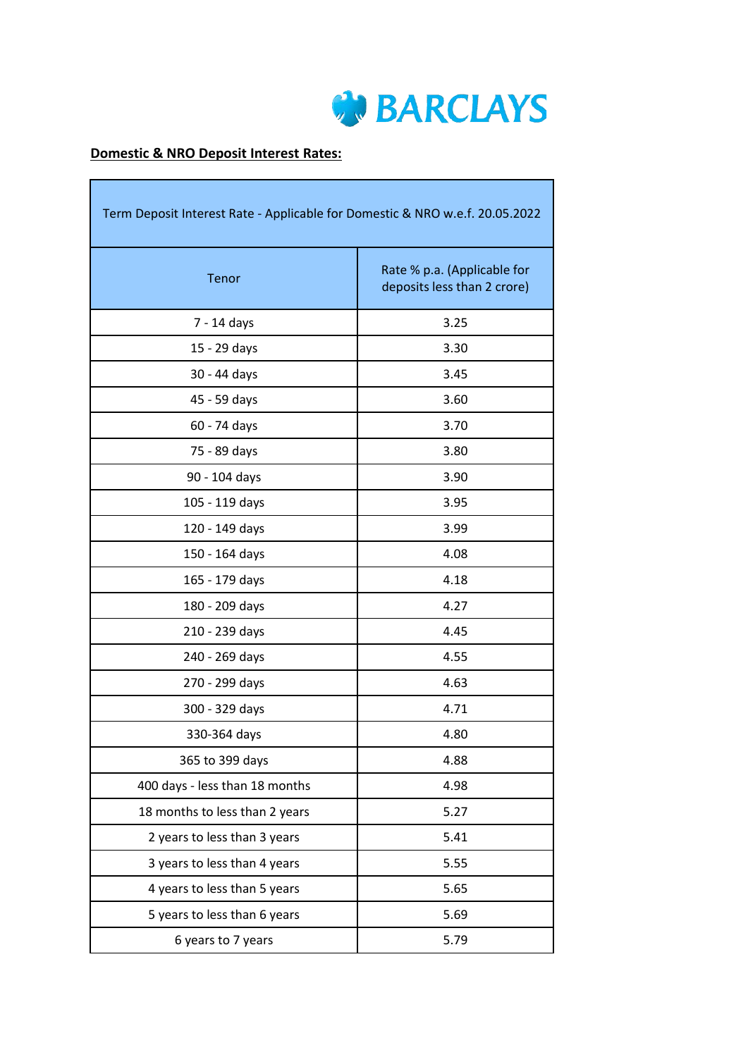BARCLAYS

**Domestic & NRO Deposit Interest Rates:**

| Term Deposit Interest Rate - Applicable for Domestic & NRO w.e.f. 20.05.2022 | |
|---|---|
| Tenor | Rate % p.a. (Applicable for deposits less than 2 crore) |
| 7 - 14 days | 3.25 |
| 15 - 29 days | 3.30 |
| 30 - 44 days | 3.45 |
| 45 - 59 days | 3.60 |
| 60 - 74 days | 3.70 |
| 75 - 89 days | 3.80 |
| 90 - 104 days | 3.90 |
| 105 - 119 days | 3.95 |
| 120 - 149 days | 3.99 |
| 150 - 164 days | 4.08 |
| 165 - 179 days | 4.18 |
| 180 - 209 days | 4.27 |
| 210 - 239 days | 4.45 |
| 240 - 269 days | 4.55 |
| 270 - 299 days | 4.63 |
| 300 - 329 days | 4.71 |
| 330-364 days | 4.80 |
| 365 to 399 days | 4.88 |
| 400 days - less than 18 months | 4.98 |
| 18 months to less than 2 years | 5.27 |
| 2 years to less than 3 years | 5.41 |
| 3 years to less than 4 years | 5.55 |
| 4 years to less than 5 years | 5.65 |
| 5 years to less than 6 years | 5.69 |
| 6 years to 7 years | 5.79 |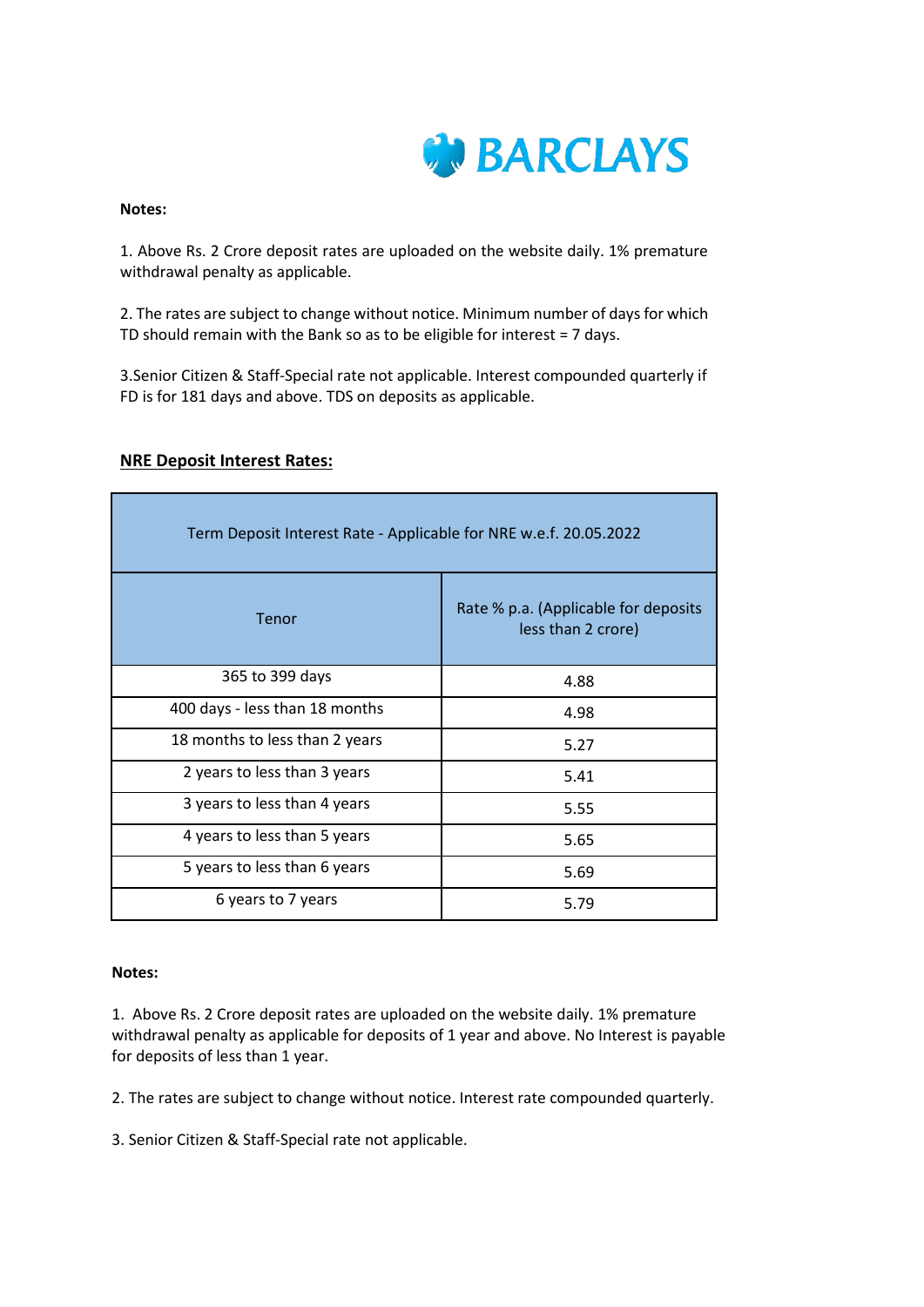**Notes:**

1. Above Rs. 2 Crore deposit rates are uploaded on the website daily. 1% premature withdrawal penalty as applicable.

2. The rates are subject to change without notice. Minimum number of days for which TD should remain with the Bank so as to be eligible for interest = 7 days.

3.Senior Citizen & Staff-Special rate not applicable. Interest compounded quarterly if FD is for 181 days and above. TDS on deposits as applicable.

## NRE Deposit Interest Rates:

| Term Deposit Interest Rate - Applicable for NRE w.e.f. 20.05.2022 | |
|---|---|
| Tenor | Rate % p.a. (Applicable for deposits less than 2 crore) |
| 365 to 399 days | 4.88 |
| 400 days - less than 18 months | 4.98 |
| 18 months to less than 2 years | 5.27 |
| 2 years to less than 3 years | 5.41 |
| 3 years to less than 4 years | 5.55 |
| 4 years to less than 5 years | 5.65 |
| 5 years to less than 6 years | 5.69 |
| 6 years to 7 years | 5.79 |

**Notes:**

1. Above Rs. 2 Crore deposit rates are uploaded on the website daily. 1% premature withdrawal penalty as applicable for deposits of 1 year and above. No Interest is payable for deposits of less than 1 year.

2. The rates are subject to change without notice. Interest rate compounded quarterly.

3. Senior Citizen & Staff-Special rate not applicable.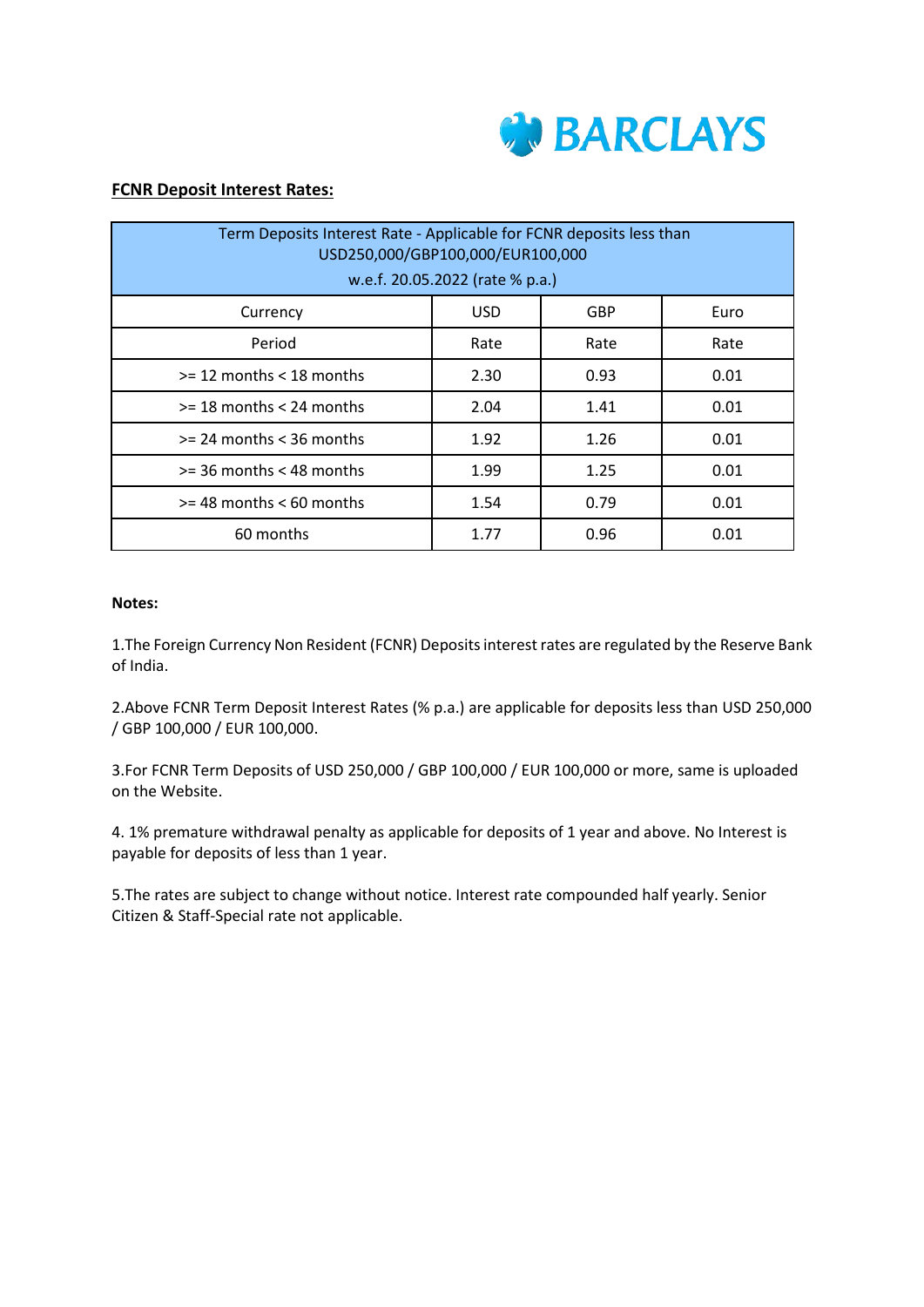BARCLAYS

**FCNR Deposit Interest Rates:**

| Term Deposits Interest Rate - Applicable for FCNR deposits less than USD250,000/GBP100,000/EUR100,000 w.e.f. 20.05.2022 (rate % p.a.) | | | |
|---|---|---|---|
| Currency | USD | GBP | Euro |
| Period | Rate | Rate | Rate |
| >= 12 months < 18 months | 2.30 | 0.93 | 0.01 |
| >= 18 months < 24 months | 2.04 | 1.41 | 0.01 |
| >= 24 months < 36 months | 1.92 | 1.26 | 0.01 |
| >= 36 months < 48 months | 1.99 | 1.25 | 0.01 |
| >= 48 months < 60 months | 1.54 | 0.79 | 0.01 |
| 60 months | 1.77 | 0.96 | 0.01 |

**Notes:**

1.The Foreign Currency Non Resident (FCNR) Deposits interest rates are regulated by the Reserve Bank of India.

2.Above FCNR Term Deposit Interest Rates (% p.a.) are applicable for deposits less than USD 250,000 / GBP 100,000 / EUR 100,000.

3.For FCNR Term Deposits of USD 250,000 / GBP 100,000 / EUR 100,000 or more, same is uploaded on the Website.

4. 1% premature withdrawal penalty as applicable for deposits of 1 year and above. No Interest is payable for deposits of less than 1 year.

5.The rates are subject to change without notice. Interest rate compounded half yearly. Senior Citizen & Staff-Special rate not applicable.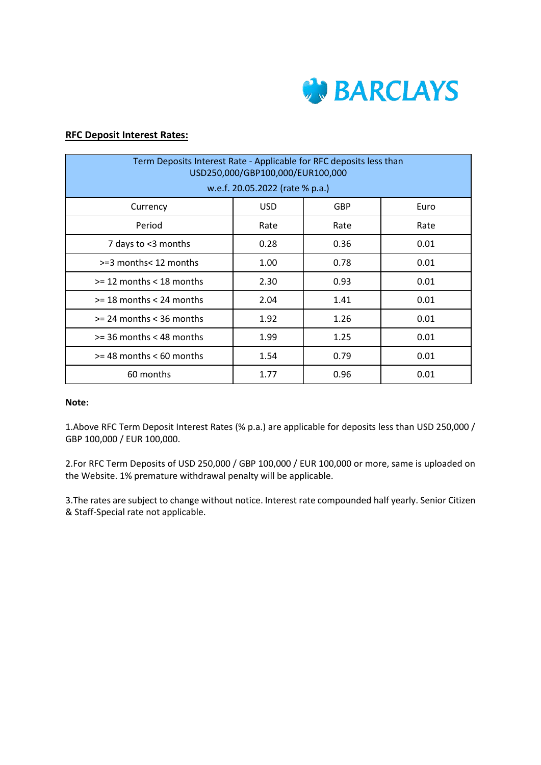BARCLAYS

**RFC Deposit Interest Rates:**

| Term Deposits Interest Rate - Applicable for RFC deposits less than USD250,000/GBP100,000/EUR100,000 w.e.f. 20.05.2022 (rate % p.a.) | | | |
|---|---|---|---|
| Currency | USD | GBP | Euro |
| Period | Rate | Rate | Rate |
| 7 days to <3 months | 0.28 | 0.36 | 0.01 |
| >=3 months< 12 months | 1.00 | 0.78 | 0.01 |
| >= 12 months < 18 months | 2.30 | 0.93 | 0.01 |
| >= 18 months < 24 months | 2.04 | 1.41 | 0.01 |
| >= 24 months < 36 months | 1.92 | 1.26 | 0.01 |
| >= 36 months < 48 months | 1.99 | 1.25 | 0.01 |
| >= 48 months < 60 months | 1.54 | 0.79 | 0.01 |
| 60 months | 1.77 | 0.96 | 0.01 |

**Note:**

1.Above RFC Term Deposit Interest Rates (% p.a.) are applicable for deposits less than USD 250,000 / GBP 100,000 / EUR 100,000.

2.For RFC Term Deposits of USD 250,000 / GBP 100,000 / EUR 100,000 or more, same is uploaded on the Website. 1% premature withdrawal penalty will be applicable.

3.The rates are subject to change without notice. Interest rate compounded half yearly. Senior Citizen & Staff-Special rate not applicable.